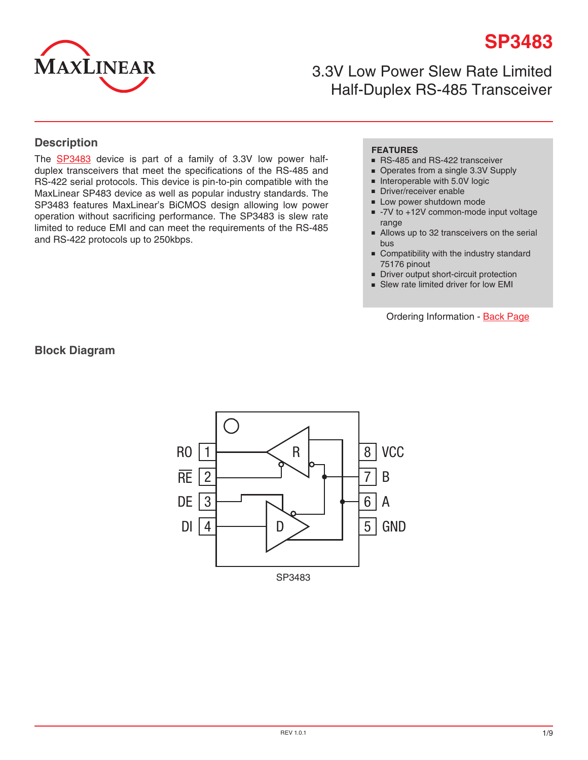# SP3483

## 3.3V Low Power Slew Rate Limited Half-Duplex RS-485 Transceiver

## Description

The SP3483 device is part of a family of 3.3V low power half-duplex transceivers that meet the specifications of the RS-485 and RS-422 serial protocols. This device is pin-to-pin compatible with the MaxLinear SP483 device as well as popular industry standards. The SP3483 features MaxLinear's BiCMOS design allowing low power operation without sacrificing performance. The SP3483 is slew rate limited to reduce EMI and can meet the requirements of the RS-485 and RS-422 protocols up to 250kbps.

**FEATURES**

- RS-485 and RS-422 transceiver
- Operates from a single 3.3V Supply
- Interoperable with 5.0V logic
- Driver/receiver enable
- Low power shutdown mode
- -7V to +12V common-mode input voltage range
- Allows up to 32 transceivers on the serial bus
- Compatibility with the industry standard 75176 pinout
- Driver output short-circuit protection
- Slew rate limited driver for low EMI

Ordering Information - Back Page

## Block Diagram

| Pin | Name | Pin | Name |
|---|---|---|---|
| 1 | RO | 8 | VCC |
| 2 | $\overline{RE}$ | 7 | B |
| 3 | DE | 6 | A |
| 4 | DI | 5 | GND |

SP3483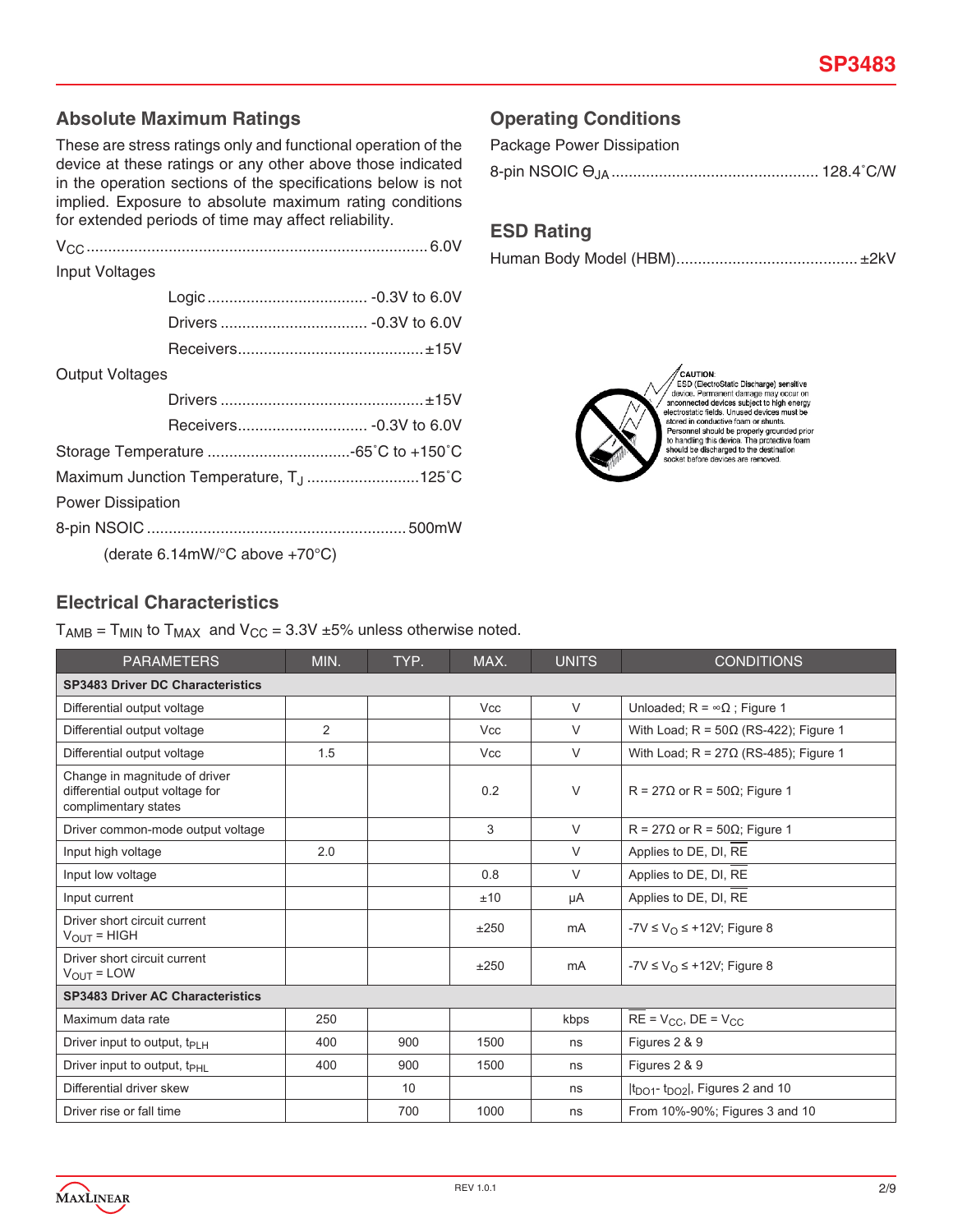## Absolute Maximum Ratings

These are stress ratings only and functional operation of the device at these ratings or any other above those indicated in the operation sections of the specifications below is not implied. Exposure to absolute maximum rating conditions for extended periods of time may affect reliability.

$V_{CC}$ .............................................................................. 6.0V

Input Voltages

- Logic ..................................... -0.3V to 6.0V
- Drivers .................................. -0.3V to 6.0V
- Receivers.......................................... ±15V

Output Voltages

- Drivers .............................................. ±15V
- Receivers............................. -0.3V to 6.0V

Storage Temperature .................................-65˚C to +150˚C

Maximum Junction Temperature, $T_J$ ..........................125˚C

Power Dissipation

8-pin NSOIC ........................................................... 500mW

(derate 6.14mW/°C above +70°C)

## Operating Conditions

Package Power Dissipation

8-pin NSOIC $\Theta_{JA}$ ............................................... 128.4˚C/W

## ESD Rating

Human Body Model (HBM).......................................... ±2kV

CAUTION: ESD (ElectroStatic Discharge) sensitive device. Permanent damage may occur on unconnected devices subject to high energy electrostatic fields. Unused devices must be stored in conductive foam or shunts. Personnel should be properly grounded prior to handling this device. The protective foam should be discharged to the destination socket before devices are removed.

## Electrical Characteristics

$T_{AMB} = T_{MIN}$ to $T_{MAX}$ and $V_{CC}$ = 3.3V ±5% unless otherwise noted.

| PARAMETERS | MIN. | TYP. | MAX. | UNITS | CONDITIONS |
|---|---|---|---|---|---|
| **SP3483 Driver DC Characteristics** | | | | | |
| Differential output voltage | | | Vcc | V | Unloaded; R = ∞Ω ; Figure 1 |
| Differential output voltage | 2 | | Vcc | V | With Load; R = 50Ω (RS-422); Figure 1 |
| Differential output voltage | 1.5 | | Vcc | V | With Load; R = 27Ω (RS-485); Figure 1 |
| Change in magnitude of driver differential output voltage for complimentary states | | | 0.2 | V | R = 27Ω or R = 50Ω; Figure 1 |
| Driver common-mode output voltage | | | 3 | V | R = 27Ω or R = 50Ω; Figure 1 |
| Input high voltage | 2.0 | | | V | Applies to DE, DI, $\overline{RE}$ |
| Input low voltage | | | 0.8 | V | Applies to DE, DI, $\overline{RE}$ |
| Input current | | | ±10 | µA | Applies to DE, DI, $\overline{RE}$ |
| Driver short circuit current $V_{OUT}$ = HIGH | | | ±250 | mA | $-7V \le V_O \le +12V$; Figure 8 |
| Driver short circuit current $V_{OUT}$ = LOW | | | ±250 | mA | $-7V \le V_O \le +12V$; Figure 8 |
| **SP3483 Driver AC Characteristics** | | | | | |
| Maximum data rate | 250 | | | kbps | $\overline{RE} = V_{CC}$, DE = $V_{CC}$ |
| Driver input to output, $t_{PLH}$ | 400 | 900 | 1500 | ns | Figures 2 & 9 |
| Driver input to output, $t_{PHL}$ | 400 | 900 | 1500 | ns | Figures 2 & 9 |
| Differential driver skew | | 10 | | ns | $\lvert t_{DO1} - t_{DO2} \rvert$, Figures 2 and 10 |
| Driver rise or fall time | | 700 | 1000 | ns | From 10%-90%; Figures 3 and 10 |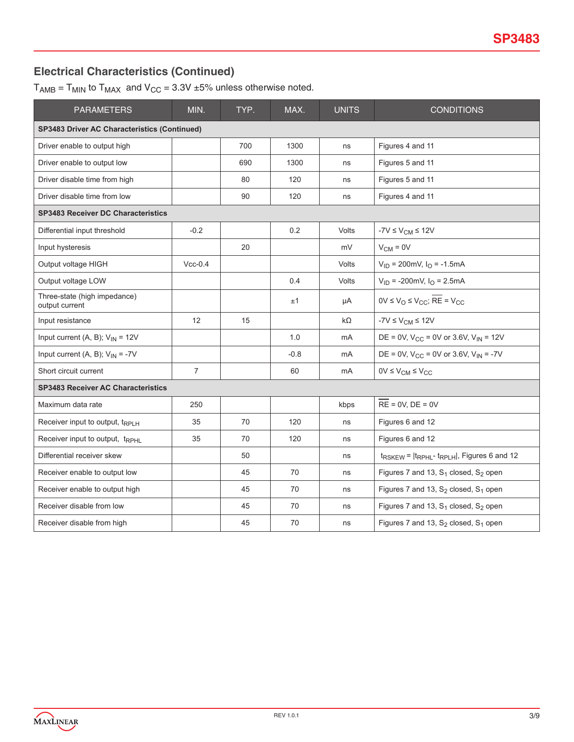## Electrical Characteristics (Continued)

$T_{AMB} = T_{MIN}$ to $T_{MAX}$ and $V_{CC}$ = 3.3V ±5% unless otherwise noted.

| PARAMETERS | MIN. | TYP. | MAX. | UNITS | CONDITIONS |
|---|---|---|---|---|---|
| **SP3483 Driver AC Characteristics (Continued)** | | | | | |
| Driver enable to output high | | 700 | 1300 | ns | Figures 4 and 11 |
| Driver enable to output low | | 690 | 1300 | ns | Figures 5 and 11 |
| Driver disable time from high | | 80 | 120 | ns | Figures 5 and 11 |
| Driver disable time from low | | 90 | 120 | ns | Figures 4 and 11 |
| **SP3483 Receiver DC Characteristics** | | | | | |
| Differential input threshold | -0.2 | | 0.2 | Volts | $-7V \leq V_{CM} \leq 12V$ |
| Input hysteresis | | 20 | | mV | $V_{CM}$ = 0V |
| Output voltage HIGH | Vcc-0.4 | | | Volts | $V_{ID}$ = 200mV, $I_O$ = -1.5mA |
| Output voltage LOW | | | 0.4 | Volts | $V_{ID}$ = -200mV, $I_O$ = 2.5mA |
| Three-state (high impedance) output current | | | ±1 | µA | $0V \leq V_O \leq V_{CC}$; $\overline{RE} = V_{CC}$ |
| Input resistance | 12 | 15 | | kΩ | $-7V \leq V_{CM} \leq 12V$ |
| Input current (A, B); $V_{IN}$ = 12V | | | 1.0 | mA | DE = 0V, $V_{CC}$ = 0V or 3.6V, $V_{IN}$ = 12V |
| Input current (A, B); $V_{IN}$ = -7V | | | -0.8 | mA | DE = 0V, $V_{CC}$ = 0V or 3.6V, $V_{IN}$ = -7V |
| Short circuit current | 7 | | 60 | mA | $0V \leq V_{CM} \leq V_{CC}$ |
| **SP3483 Receiver AC Characteristics** | | | | | |
| Maximum data rate | 250 | | | kbps | $\overline{RE}$ = 0V, DE = 0V |
| Receiver input to output, $t_{RPLH}$ | 35 | 70 | 120 | ns | Figures 6 and 12 |
| Receiver input to output, $t_{RPHL}$ | 35 | 70 | 120 | ns | Figures 6 and 12 |
| Differential receiver skew | | 50 | | ns | $t_{RSKEW} = \lvert t_{RPHL} - t_{RPLH} \rvert$, Figures 6 and 12 |
| Receiver enable to output low | | 45 | 70 | ns | Figures 7 and 13, $S_1$ closed, $S_2$ open |
| Receiver enable to output high | | 45 | 70 | ns | Figures 7 and 13, $S_2$ closed, $S_1$ open |
| Receiver disable from low | | 45 | 70 | ns | Figures 7 and 13, $S_1$ closed, $S_2$ open |
| Receiver disable from high | | 45 | 70 | ns | Figures 7 and 13, $S_2$ closed, $S_1$ open |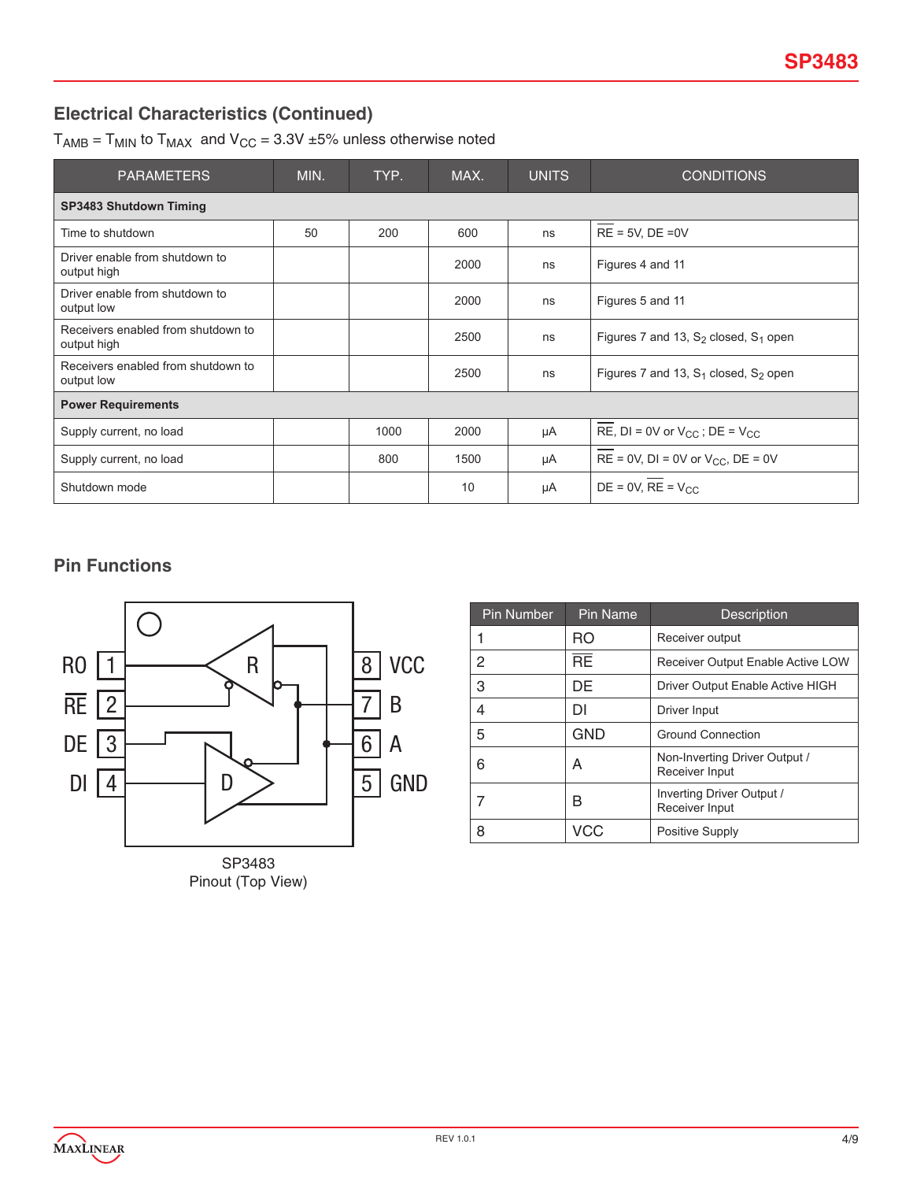## Electrical Characteristics (Continued)

$T_{AMB} = T_{MIN}$ to $T_{MAX}$ and $V_{CC} = 3.3V \pm 5\%$ unless otherwise noted

| PARAMETERS | MIN. | TYP. | MAX. | UNITS | CONDITIONS |
|---|---|---|---|---|---|
| **SP3483 Shutdown Timing** | | | | | |
| Time to shutdown | 50 | 200 | 600 | ns | $\overline{RE}$ = 5V, DE =0V |
| Driver enable from shutdown to output high | | | 2000 | ns | Figures 4 and 11 |
| Driver enable from shutdown to output low | | | 2000 | ns | Figures 5 and 11 |
| Receivers enabled from shutdown to output high | | | 2500 | ns | Figures 7 and 13, $S_2$ closed, $S_1$ open |
| Receivers enabled from shutdown to output low | | | 2500 | ns | Figures 7 and 13, $S_1$ closed, $S_2$ open |
| **Power Requirements** | | | | | |
| Supply current, no load | | 1000 | 2000 | µA | $\overline{RE}$, DI = 0V or $V_{CC}$ ; DE = $V_{CC}$ |
| Supply current, no load | | 800 | 1500 | µA | $\overline{RE}$ = 0V, DI = 0V or $V_{CC}$, DE = 0V |
| Shutdown mode | | | 10 | µA | DE = 0V, $\overline{RE}$ = $V_{CC}$ |

## Pin Functions

SP3483
Pinout (Top View)

| Pin Number | Pin Name | Description |
|---|---|---|
| 1 | RO | Receiver output |
| 2 | $\overline{RE}$ | Receiver Output Enable Active LOW |
| 3 | DE | Driver Output Enable Active HIGH |
| 4 | DI | Driver Input |
| 5 | GND | Ground Connection |
| 6 | A | Non-Inverting Driver Output / Receiver Input |
| 7 | B | Inverting Driver Output / Receiver Input |
| 8 | VCC | Positive Supply |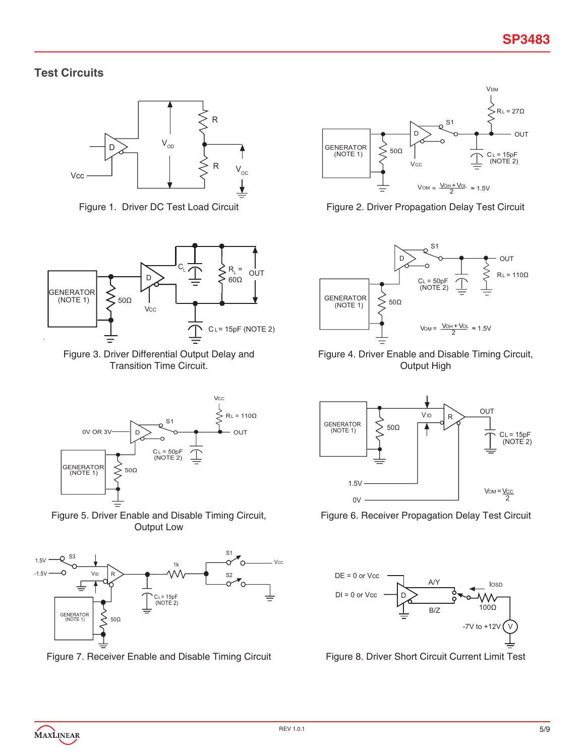## Test Circuits

Figure 1. Driver DC Test Load Circuit

Figure 2. Driver Propagation Delay Test Circuit

Figure 3. Driver Differential Output Delay and Transition Time Circuit.

Figure 4. Driver Enable and Disable Timing Circuit, Output High

Figure 5. Driver Enable and Disable Timing Circuit, Output Low

Figure 6. Receiver Propagation Delay Test Circuit

Figure 7. Receiver Enable and Disable Timing Circuit

Figure 8. Driver Short Circuit Current Limit Test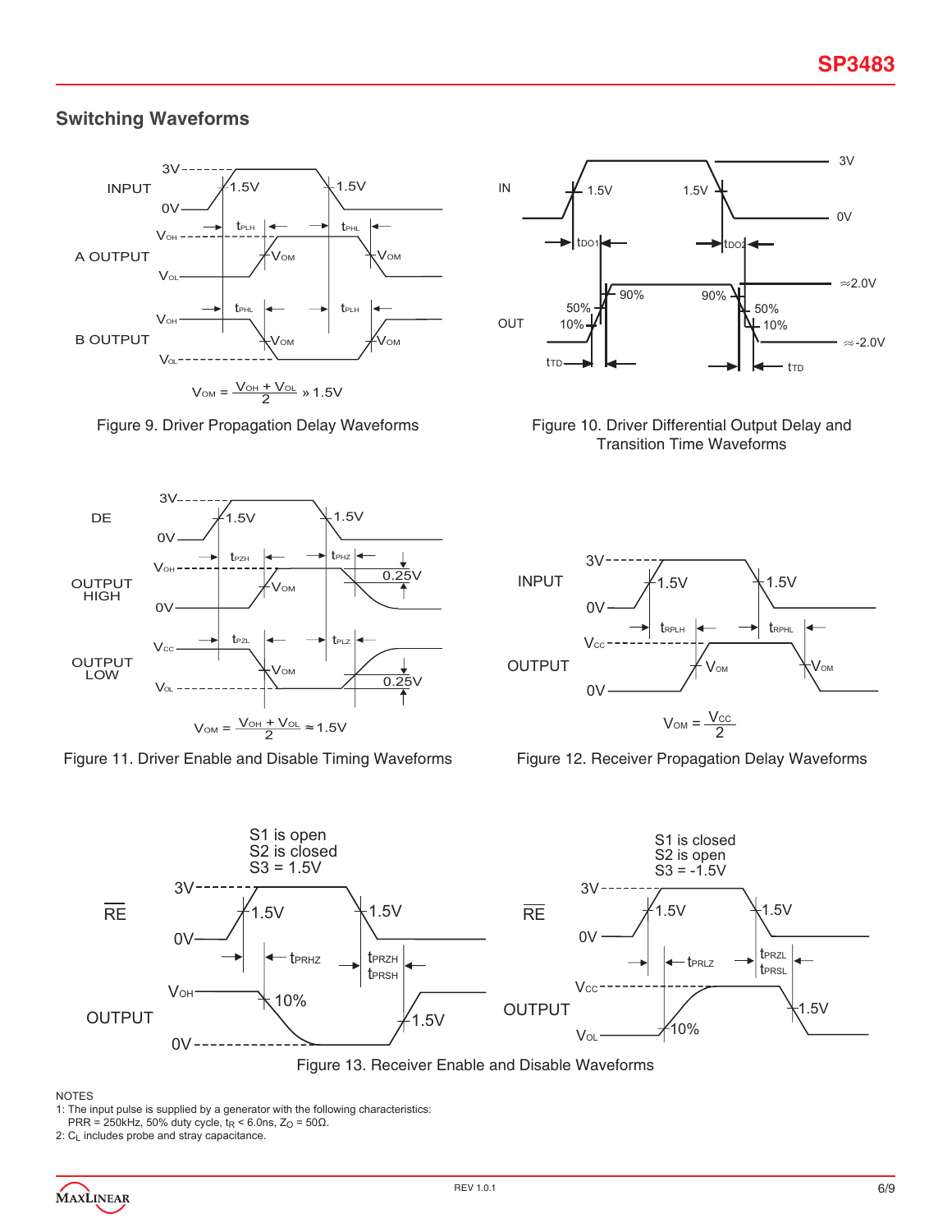## Switching Waveforms

Figure 9. Driver Propagation Delay Waveforms

Figure 10. Driver Differential Output Delay and Transition Time Waveforms

Figure 11. Driver Enable and Disable Timing Waveforms

Figure 12. Receiver Propagation Delay Waveforms

Figure 13. Receiver Enable and Disable Waveforms

NOTES

1: The input pulse is supplied by a generator with the following characteristics:
PRR = 250kHz, 50% duty cycle, $t_R$ < 6.0ns, $Z_O$ = 50Ω.

2: $C_L$ includes probe and stray capacitance.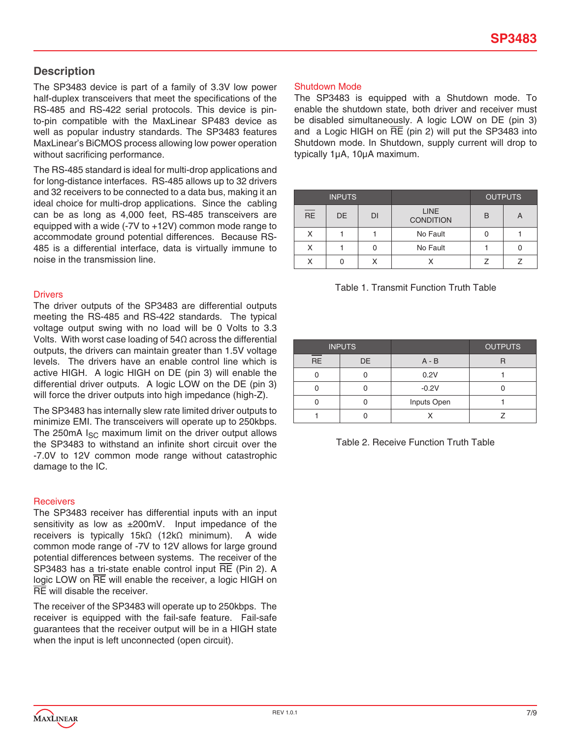## Description

The SP3483 device is part of a family of 3.3V low power half-duplex transceivers that meet the specifications of the RS-485 and RS-422 serial protocols. This device is pin-to-pin compatible with the MaxLinear SP483 device as well as popular industry standards. The SP3483 features MaxLinear's BiCMOS process allowing low power operation without sacrificing performance.

The RS-485 standard is ideal for multi-drop applications and for long-distance interfaces. RS-485 allows up to 32 drivers and 32 receivers to be connected to a data bus, making it an ideal choice for multi-drop applications. Since the cabling can be as long as 4,000 feet, RS-485 transceivers are equipped with a wide (-7V to +12V) common mode range to accommodate ground potential differences. Because RS-485 is a differential interface, data is virtually immune to noise in the transmission line.

### Drivers

The driver outputs of the SP3483 are differential outputs meeting the RS-485 and RS-422 standards. The typical voltage output swing with no load will be 0 Volts to 3.3 Volts. With worst case loading of 54Ω across the differential outputs, the drivers can maintain greater than 1.5V voltage levels. The drivers have an enable control line which is active HIGH. A logic HIGH on DE (pin 3) will enable the differential driver outputs. A logic LOW on the DE (pin 3) will force the driver outputs into high impedance (high-Z).

The SP3483 has internally slew rate limited driver outputs to minimize EMI. The transceivers will operate up to 250kbps. The 250mA $I_{SC}$ maximum limit on the driver output allows the SP3483 to withstand an infinite short circuit over the -7.0V to 12V common mode range without catastrophic damage to the IC.

### Receivers

The SP3483 receiver has differential inputs with an input sensitivity as low as ±200mV. Input impedance of the receivers is typically 15kΩ (12kΩ minimum). A wide common mode range of -7V to 12V allows for large ground potential differences between systems. The receiver of the SP3483 has a tri-state enable control input $\overline{RE}$ (Pin 2). A logic LOW on $\overline{RE}$ will enable the receiver, a logic HIGH on $\overline{RE}$ will disable the receiver.

The receiver of the SP3483 will operate up to 250kbps. The receiver is equipped with the fail-safe feature. Fail-safe guarantees that the receiver output will be in a HIGH state when the input is left unconnected (open circuit).

### Shutdown Mode

The SP3483 is equipped with a Shutdown mode. To enable the shutdown state, both driver and receiver must be disabled simultaneously. A logic LOW on DE (pin 3) and a Logic HIGH on $\overline{RE}$ (pin 2) will put the SP3483 into Shutdown mode. In Shutdown, supply current will drop to typically 1µA, 10µA maximum.

| INPUTS | | | | OUTPUTS | |
|---|---|---|---|---|---|
| $\overline{RE}$ | DE | DI | LINE CONDITION | B | A |
| X | 1 | 1 | No Fault | 0 | 1 |
| X | 1 | 0 | No Fault | 1 | 0 |
| X | 0 | X | X | Z | Z |

Table 1. Transmit Function Truth Table

| INPUTS | | | OUTPUTS |
|---|---|---|---|
| $\overline{RE}$ | DE | A - B | R |
| 0 | 0 | 0.2V | 1 |
| 0 | 0 | -0.2V | 0 |
| 0 | 0 | Inputs Open | 1 |
| 1 | 0 | X | Z |

Table 2. Receive Function Truth Table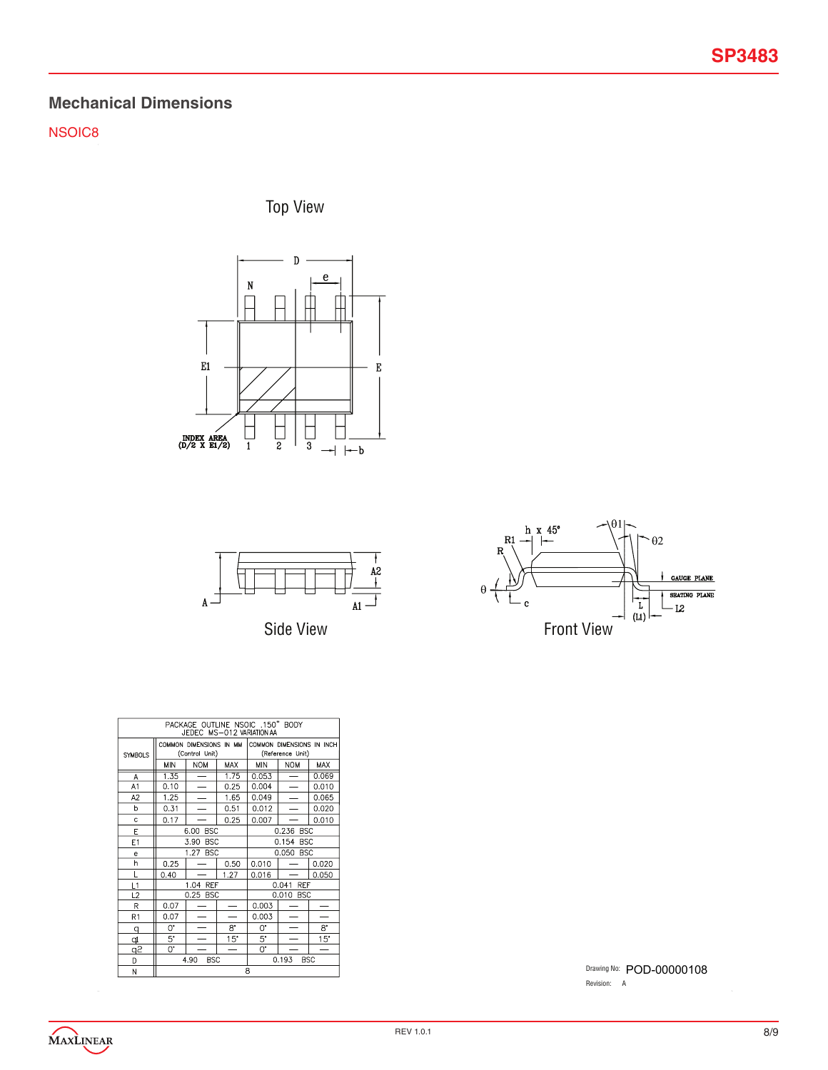## Mechanical Dimensions

NSOIC8

Top View

Side View

Front View

| PACKAGE OUTLINE NSOIC .150" BODY JEDEC MS-012 VARIATION AA | | | | | | |
|---|---|---|---|---|---|---|
| SYMBOLS | COMMON DIMENSIONS IN MM (Control Unit) | | | COMMON DIMENSIONS IN INCH (Reference Unit) | | |
| | MIN | NOM | MAX | MIN | NOM | MAX |
| A | 1.35 | — | 1.75 | 0.053 | — | 0.069 |
| A1 | 0.10 | — | 0.25 | 0.004 | — | 0.010 |
| A2 | 1.25 | — | 1.65 | 0.049 | — | 0.065 |
| b | 0.31 | — | 0.51 | 0.012 | — | 0.020 |
| c | 0.17 | — | 0.25 | 0.007 | — | 0.010 |
| E | 6.00 BSC | | | 0.236 BSC | | |
| E1 | 3.90 BSC | | | 0.154 BSC | | |
| e | 1.27 BSC | | | 0.050 BSC | | |
| h | 0.25 | — | 0.50 | 0.010 | — | 0.020 |
| L | 0.40 | — | 1.27 | 0.016 | — | 0.050 |
| L1 | 1.04 REF | | | 0.041 REF | | |
| L2 | 0.25 BSC | | | 0.010 BSC | | |
| R | 0.07 | — | — | 0.003 | — | — |
| R1 | 0.07 | — | — | 0.003 | — | — |
| θ | 0° | — | 8° | 0° | — | 8° |
| θ1 | 5° | — | 15° | 5° | — | 15° |
| θ2 | 0° | — | — | 0° | — | — |
| D | 4.90 BSC | | | 0.193 BSC | | |
| N | 8 | | | | | |

Drawing No: POD-00000108

Revision: A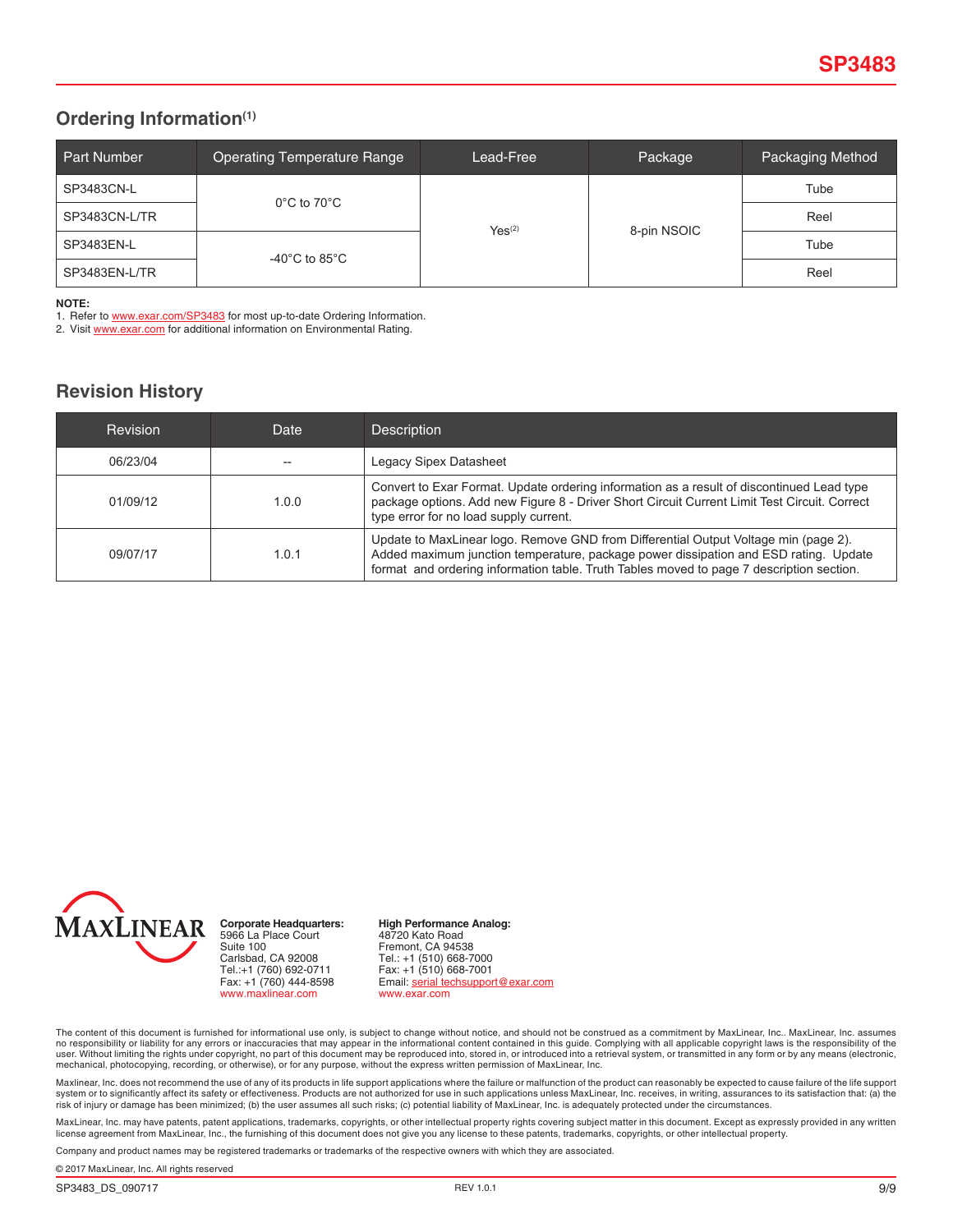## Ordering Information[1]

| Part Number | Operating Temperature Range | Lead-Free | Package | Packaging Method |
|---|---|---|---|---|
| SP3483CN-L | 0°C to 70°C | Yes[2] | 8-pin NSOIC | Tube |
| SP3483CN-L/TR | | | | Reel |
| SP3483EN-L | -40°C to 85°C | | | Tube |
| SP3483EN-L/TR | | | | Reel |

**NOTE:**
1. Refer to www.exar.com/SP3483 for most up-to-date Ordering Information.
2. Visit www.exar.com for additional information on Environmental Rating.

## Revision History

| Revision | Date | Description |
|---|---|---|
| 06/23/04 | -- | Legacy Sipex Datasheet |
| 01/09/12 | 1.0.0 | Convert to Exar Format. Update ordering information as a result of discontinued Lead type package options. Add new Figure 8 - Driver Short Circuit Current Limit Test Circuit. Correct type error for no load supply current. |
| 09/07/17 | 1.0.1 | Update to MaxLinear logo. Remove GND from Differential Output Voltage min (page 2). Added maximum junction temperature, package power dissipation and ESD rating. Update format and ordering information table. Truth Tables moved to page 7 description section. |

MAXLINEAR

**Corporate Headquarters:**
5966 La Place Court
Suite 100
Carlsbad, CA 92008
Tel.:+1 (760) 692-0711
Fax: +1 (760) 444-8598
www.maxlinear.com

**High Performance Analog:**
48720 Kato Road
Fremont, CA 94538
Tel.: +1 (510) 668-7000
Fax: +1 (510) 668-7001
Email: serial.techsupport@exar.com
www.exar.com

The content of this document is furnished for informational use only, is subject to change without notice, and should not be construed as a commitment by MaxLinear, Inc.. MaxLinear, Inc. assumes no responsibility or liability for any errors or inaccuracies that may appear in the informational content contained in this guide. Complying with all applicable copyright laws is the responsibility of the user. Without limiting the rights under copyright, no part of this document may be reproduced into, stored in, or introduced into a retrieval system, or transmitted in any form or by any means (electronic, mechanical, photocopying, recording, or otherwise), or for any purpose, without the express written permission of MaxLinear, Inc.

Maxlinear, Inc. does not recommend the use of any of its products in life support applications where the failure or malfunction of the product can reasonably be expected to cause failure of the life support system or to significantly affect its safety or effectiveness. Products are not authorized for use in such applications unless MaxLinear, Inc. receives, in writing, assurances to its satisfaction that: (a) the risk of injury or damage has been minimized; (b) the user assumes all such risks; (c) potential liability of MaxLinear, Inc. is adequately protected under the circumstances.

MaxLinear, Inc. may have patents, patent applications, trademarks, copyrights, or other intellectual property rights covering subject matter in this document. Except as expressly provided in any written license agreement from MaxLinear, Inc., the furnishing of this document does not give you any license to these patents, trademarks, copyrights, or other intellectual property.

Company and product names may be registered trademarks or trademarks of the respective owners with which they are associated.

© 2017 MaxLinear, Inc. All rights reserved

SP3483_DS_090717 REV 1.0.1